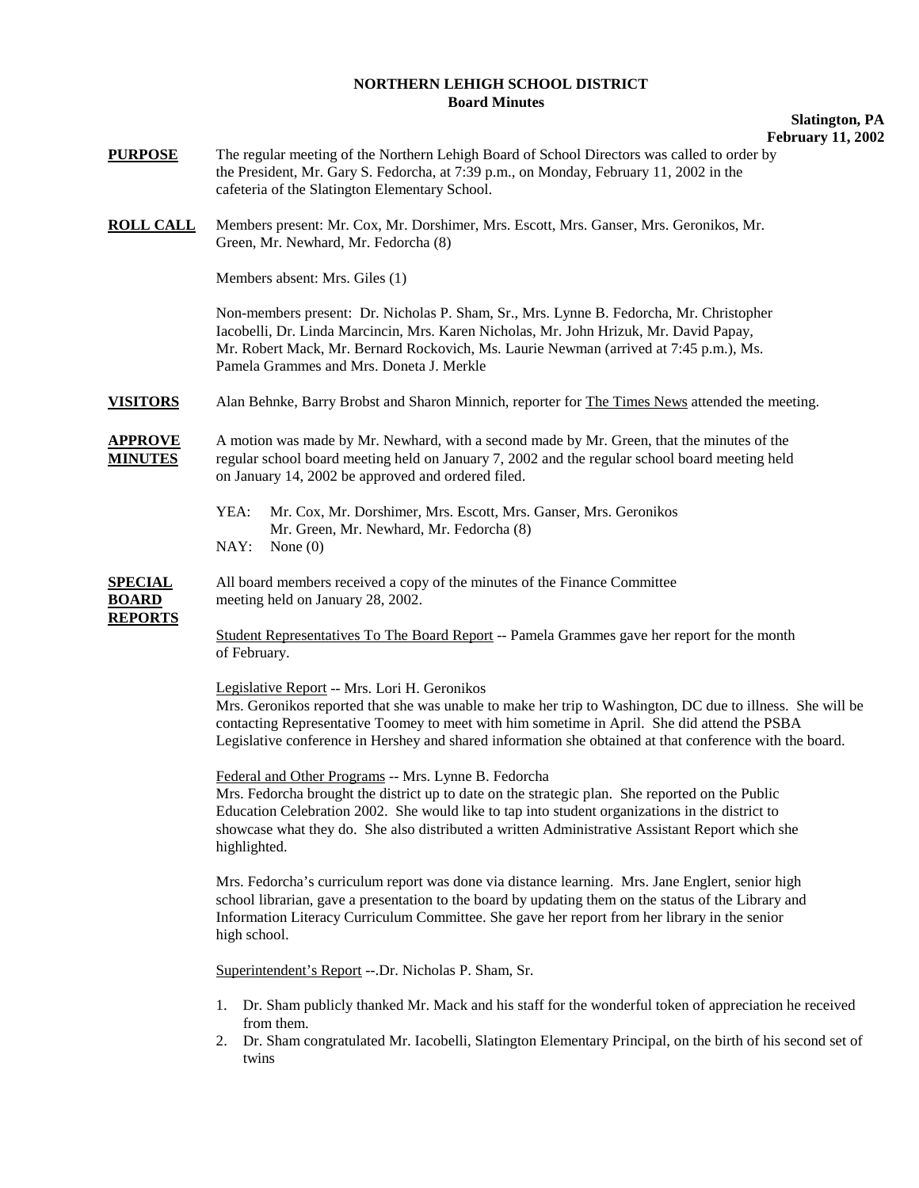# NORTHERN LEHIGH SCHOOL DISTRICT
## Board Minutes

**Slatington, PA**
**February 11, 2002**

**PURPOSE** The regular meeting of the Northern Lehigh Board of School Directors was called to order by the President, Mr. Gary S. Fedorcha, at 7:39 p.m., on Monday, February 11, 2002 in the cafeteria of the Slatington Elementary School.

**ROLL CALL** Members present: Mr. Cox, Mr. Dorshimer, Mrs. Escott, Mrs. Ganser, Mrs. Geronikos, Mr. Green, Mr. Newhard, Mr. Fedorcha (8)

Members absent: Mrs. Giles (1)

Non-members present: Dr. Nicholas P. Sham, Sr., Mrs. Lynne B. Fedorcha, Mr. Christopher Iacobelli, Dr. Linda Marcincin, Mrs. Karen Nicholas, Mr. John Hrizuk, Mr. David Papay, Mr. Robert Mack, Mr. Bernard Rockovich, Ms. Laurie Newman (arrived at 7:45 p.m.), Ms. Pamela Grammes and Mrs. Doneta J. Merkle

**VISITORS** Alan Behnke, Barry Brobst and Sharon Minnich, reporter for The Times News attended the meeting.

**APPROVE MINUTES** A motion was made by Mr. Newhard, with a second made by Mr. Green, that the minutes of the regular school board meeting held on January 7, 2002 and the regular school board meeting held on January 14, 2002 be approved and ordered filed.

YEA: Mr. Cox, Mr. Dorshimer, Mrs. Escott, Mrs. Ganser, Mrs. Geronikos Mr. Green, Mr. Newhard, Mr. Fedorcha (8)
NAY: None (0)

**SPECIAL BOARD REPORTS** All board members received a copy of the minutes of the Finance Committee meeting held on January 28, 2002.

Student Representatives To The Board Report -- Pamela Grammes gave her report for the month of February.

Legislative Report -- Mrs. Lori H. Geronikos
Mrs. Geronikos reported that she was unable to make her trip to Washington, DC due to illness. She will be contacting Representative Toomey to meet with him sometime in April. She did attend the PSBA Legislative conference in Hershey and shared information she obtained at that conference with the board.

Federal and Other Programs -- Mrs. Lynne B. Fedorcha
Mrs. Fedorcha brought the district up to date on the strategic plan. She reported on the Public Education Celebration 2002. She would like to tap into student organizations in the district to showcase what they do. She also distributed a written Administrative Assistant Report which she highlighted.

Mrs. Fedorcha's curriculum report was done via distance learning. Mrs. Jane Englert, senior high school librarian, gave a presentation to the board by updating them on the status of the Library and Information Literacy Curriculum Committee. She gave her report from her library in the senior high school.

Superintendent's Report --.Dr. Nicholas P. Sham, Sr.

1. Dr. Sham publicly thanked Mr. Mack and his staff for the wonderful token of appreciation he received from them.
2. Dr. Sham congratulated Mr. Iacobelli, Slatington Elementary Principal, on the birth of his second set of twins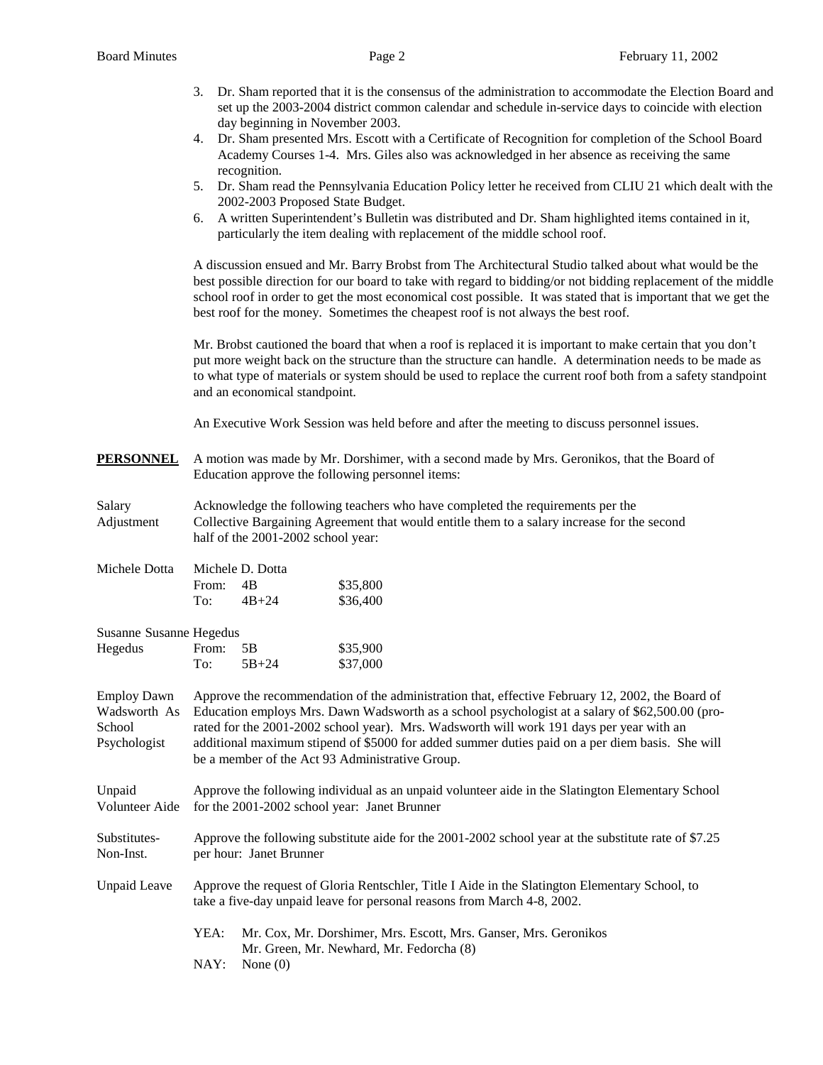3. Dr. Sham reported that it is the consensus of the administration to accommodate the Election Board and set up the 2003-2004 district common calendar and schedule in-service days to coincide with election day beginning in November 2003.
4. Dr. Sham presented Mrs. Escott with a Certificate of Recognition for completion of the School Board Academy Courses 1-4. Mrs. Giles also was acknowledged in her absence as receiving the same recognition.
5. Dr. Sham read the Pennsylvania Education Policy letter he received from CLIU 21 which dealt with the 2002-2003 Proposed State Budget.
6. A written Superintendent's Bulletin was distributed and Dr. Sham highlighted items contained in it, particularly the item dealing with replacement of the middle school roof.

A discussion ensued and Mr. Barry Brobst from The Architectural Studio talked about what would be the best possible direction for our board to take with regard to bidding/or not bidding replacement of the middle school roof in order to get the most economical cost possible. It was stated that is important that we get the best roof for the money. Sometimes the cheapest roof is not always the best roof.

Mr. Brobst cautioned the board that when a roof is replaced it is important to make certain that you don't put more weight back on the structure than the structure can handle. A determination needs to be made as to what type of materials or system should be used to replace the current roof both from a safety standpoint and an economical standpoint.

An Executive Work Session was held before and after the meeting to discuss personnel issues.

**PERSONNEL**

A motion was made by Mr. Dorshimer, with a second made by Mrs. Geronikos, that the Board of Education approve the following personnel items:

Salary Adjustment

Acknowledge the following teachers who have completed the requirements per the Collective Bargaining Agreement that would entitle them to a salary increase for the second half of the 2001-2002 school year:

Michele Dotta

Michele D. Dotta

| | | |
|---|---|---|
| From: | 4B | $35,800 |
| To: | 4B+24 | $36,400 |

Susanne Hegedus

Susanne Hegedus

| | | |
|---|---|---|
| From: | 5B | $35,900 |
| To: | 5B+24 | $37,000 |

Employ Dawn Wadsworth As School Psychologist

Approve the recommendation of the administration that, effective February 12, 2002, the Board of Education employs Mrs. Dawn Wadsworth as a school psychologist at a salary of $62,500.00 (pro-rated for the 2001-2002 school year). Mrs. Wadsworth will work 191 days per year with an additional maximum stipend of $5000 for added summer duties paid on a per diem basis. She will be a member of the Act 93 Administrative Group.

Unpaid Volunteer Aide

Approve the following individual as an unpaid volunteer aide in the Slatington Elementary School for the 2001-2002 school year: Janet Brunner

Substitutes- Non-Inst.

Approve the following substitute aide for the 2001-2002 school year at the substitute rate of $7.25 per hour: Janet Brunner

Unpaid Leave

Approve the request of Gloria Rentschler, Title I Aide in the Slatington Elementary School, to take a five-day unpaid leave for personal reasons from March 4-8, 2002.

YEA: Mr. Cox, Mr. Dorshimer, Mrs. Escott, Mrs. Ganser, Mrs. Geronikos Mr. Green, Mr. Newhard, Mr. Fedorcha (8)
NAY: None (0)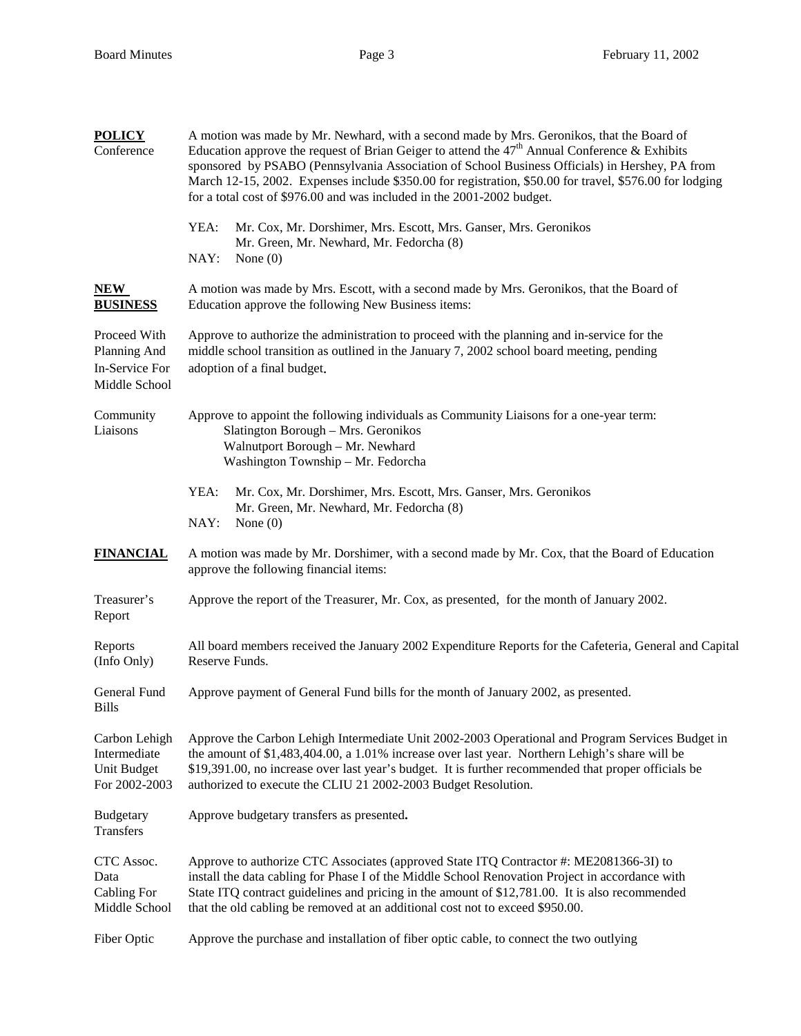**POLICY**

Conference

A motion was made by Mr. Newhard, with a second made by Mrs. Geronikos, that the Board of Education approve the request of Brian Geiger to attend the 47th Annual Conference & Exhibits sponsored by PSABO (Pennsylvania Association of School Business Officials) in Hershey, PA from March 12-15, 2002. Expenses include $350.00 for registration, $50.00 for travel, $576.00 for lodging for a total cost of $976.00 and was included in the 2001-2002 budget.

YEA: Mr. Cox, Mr. Dorshimer, Mrs. Escott, Mrs. Ganser, Mrs. Geronikos
Mr. Green, Mr. Newhard, Mr. Fedorcha (8)

NAY: None (0)

**NEW BUSINESS**

A motion was made by Mrs. Escott, with a second made by Mrs. Geronikos, that the Board of Education approve the following New Business items:

Proceed With Planning And In-Service For Middle School

Approve to authorize the administration to proceed with the planning and in-service for the middle school transition as outlined in the January 7, 2002 school board meeting, pending adoption of a final budget.

Community Liaisons

Approve to appoint the following individuals as Community Liaisons for a one-year term:

Slatington Borough – Mrs. Geronikos
Walnutport Borough – Mr. Newhard
Washington Township – Mr. Fedorcha

YEA: Mr. Cox, Mr. Dorshimer, Mrs. Escott, Mrs. Ganser, Mrs. Geronikos
Mr. Green, Mr. Newhard, Mr. Fedorcha (8)

NAY: None (0)

**FINANCIAL**

A motion was made by Mr. Dorshimer, with a second made by Mr. Cox, that the Board of Education approve the following financial items:

Treasurer's Report

Approve the report of the Treasurer, Mr. Cox, as presented, for the month of January 2002.

Reports (Info Only)

All board members received the January 2002 Expenditure Reports for the Cafeteria, General and Capital Reserve Funds.

General Fund Bills

Approve payment of General Fund bills for the month of January 2002, as presented.

Carbon Lehigh Intermediate Unit Budget For 2002-2003

Approve the Carbon Lehigh Intermediate Unit 2002-2003 Operational and Program Services Budget in the amount of $1,483,404.00, a 1.01% increase over last year. Northern Lehigh's share will be $19,391.00, no increase over last year's budget. It is further recommended that proper officials be authorized to execute the CLIU 21 2002-2003 Budget Resolution.

Budgetary Transfers

Approve budgetary transfers as presented**.**

CTC Assoc. Data Cabling For Middle School

Approve to authorize CTC Associates (approved State ITQ Contractor #: ME2081366-3I) to install the data cabling for Phase I of the Middle School Renovation Project in accordance with State ITQ contract guidelines and pricing in the amount of $12,781.00. It is also recommended that the old cabling be removed at an additional cost not to exceed $950.00.

Fiber Optic

Approve the purchase and installation of fiber optic cable, to connect the two outlying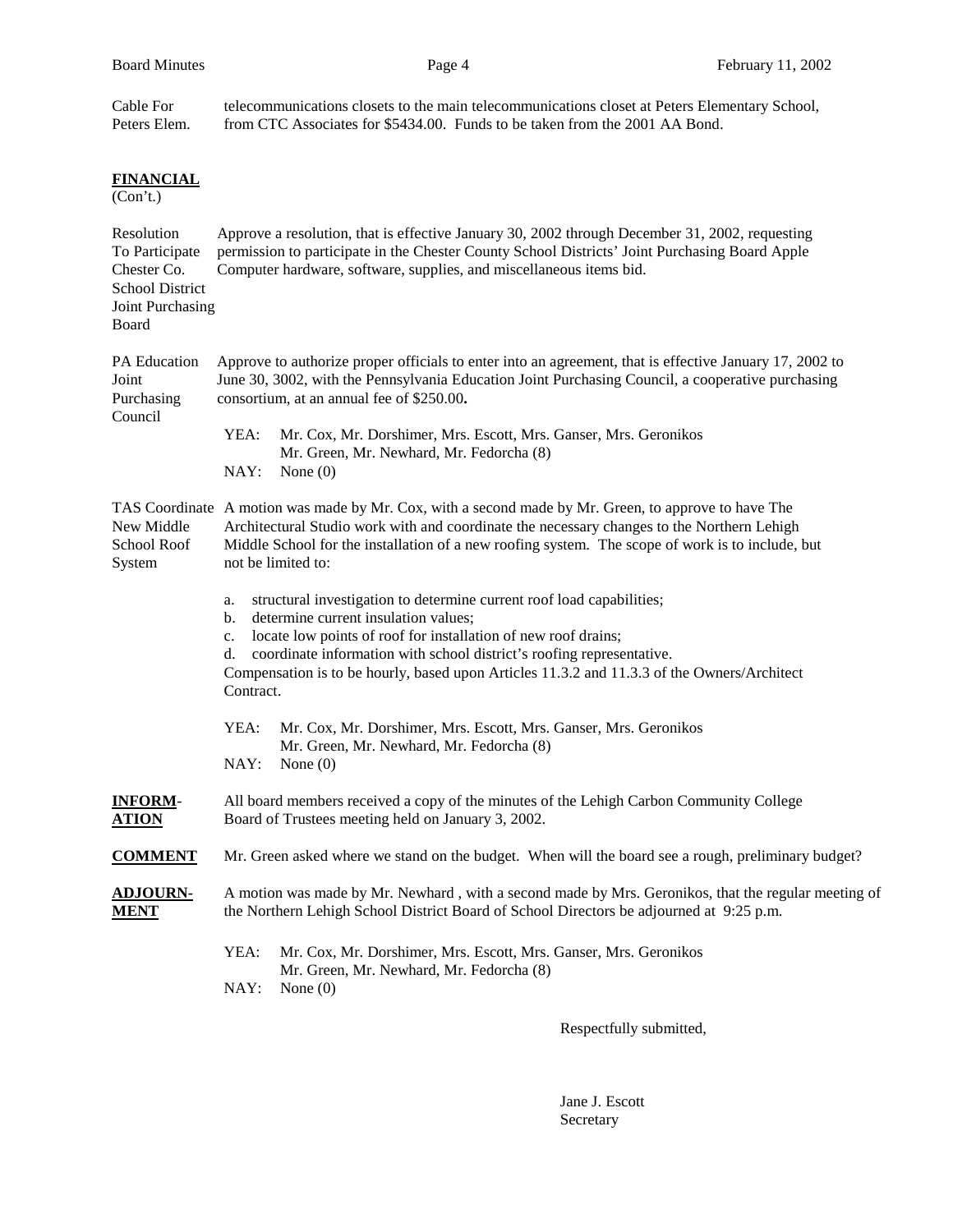Cable For Peters Elem. telecommunications closets to the main telecommunications closet at Peters Elementary School, from CTC Associates for $5434.00. Funds to be taken from the 2001 AA Bond.

**FINANCIAL**
(Con't.)

Resolution To Participate Chester Co. School District Joint Purchasing Board — Approve a resolution, that is effective January 30, 2002 through December 31, 2002, requesting permission to participate in the Chester County School Districts' Joint Purchasing Board Apple Computer hardware, software, supplies, and miscellaneous items bid.

PA Education Joint Purchasing Council — Approve to authorize proper officials to enter into an agreement, that is effective January 17, 2002 to June 30, 3002, with the Pennsylvania Education Joint Purchasing Council, a cooperative purchasing consortium, at an annual fee of $250.00**.**

YEA: Mr. Cox, Mr. Dorshimer, Mrs. Escott, Mrs. Ganser, Mrs. Geronikos Mr. Green, Mr. Newhard, Mr. Fedorcha (8)
NAY: None (0)

TAS Coordinate New Middle School Roof System — A motion was made by Mr. Cox, with a second made by Mr. Green, to approve to have The Architectural Studio work with and coordinate the necessary changes to the Northern Lehigh Middle School for the installation of a new roofing system. The scope of work is to include, but not be limited to:

a. structural investigation to determine current roof load capabilities;
b. determine current insulation values;
c. locate low points of roof for installation of new roof drains;
d. coordinate information with school district's roofing representative.

Compensation is to be hourly, based upon Articles 11.3.2 and 11.3.3 of the Owners/Architect Contract.

YEA: Mr. Cox, Mr. Dorshimer, Mrs. Escott, Mrs. Ganser, Mrs. Geronikos Mr. Green, Mr. Newhard, Mr. Fedorcha (8)
NAY: None (0)

**INFORMATION** — All board members received a copy of the minutes of the Lehigh Carbon Community College Board of Trustees meeting held on January 3, 2002.

**COMMENT** — Mr. Green asked where we stand on the budget. When will the board see a rough, preliminary budget?

**ADJOURNMENT** — A motion was made by Mr. Newhard , with a second made by Mrs. Geronikos, that the regular meeting of the Northern Lehigh School District Board of School Directors be adjourned at 9:25 p.m.

YEA: Mr. Cox, Mr. Dorshimer, Mrs. Escott, Mrs. Ganser, Mrs. Geronikos Mr. Green, Mr. Newhard, Mr. Fedorcha (8)
NAY: None (0)

Respectfully submitted,

Jane J. Escott
Secretary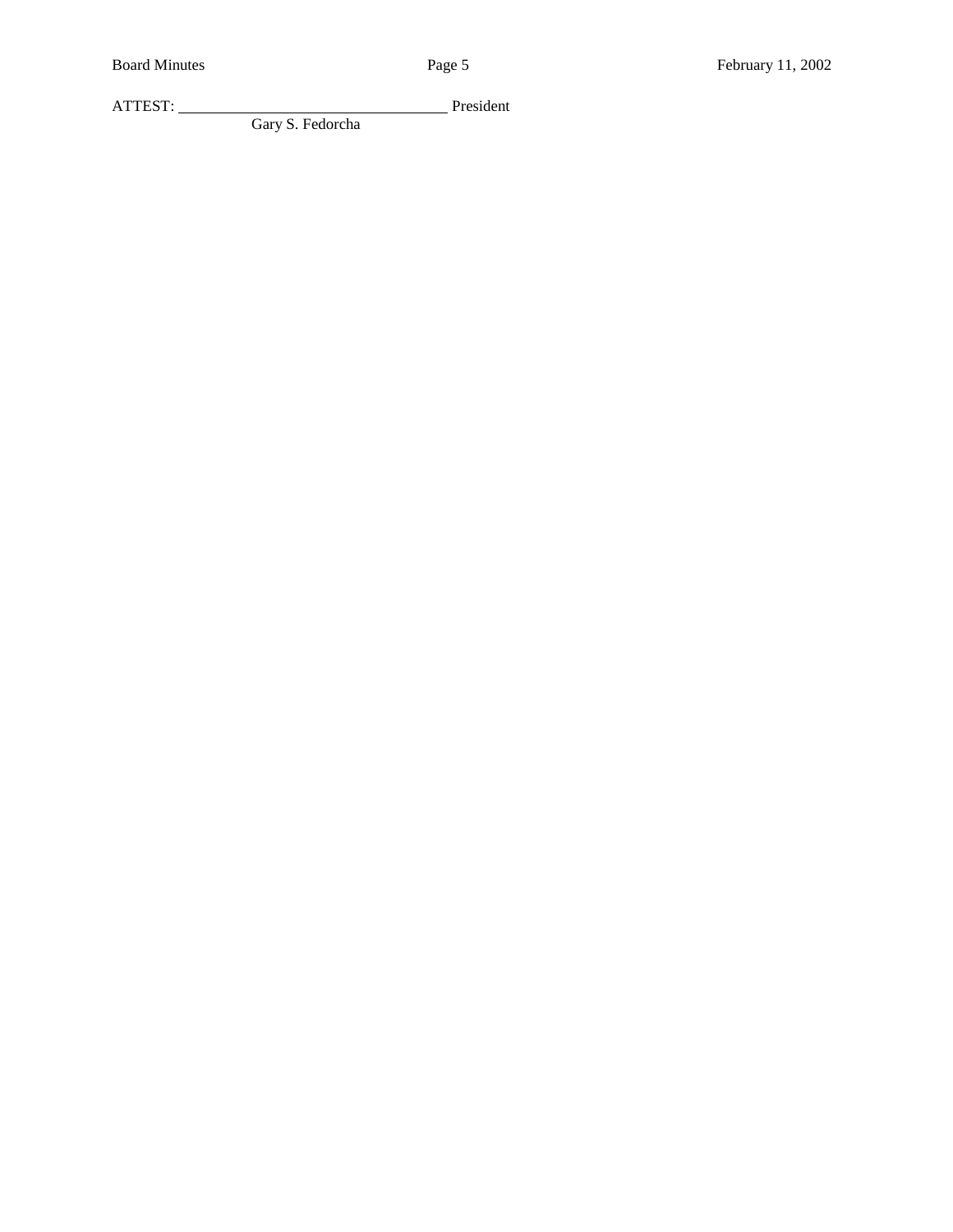ATTEST: ___________________________________ President

Gary S. Fedorcha